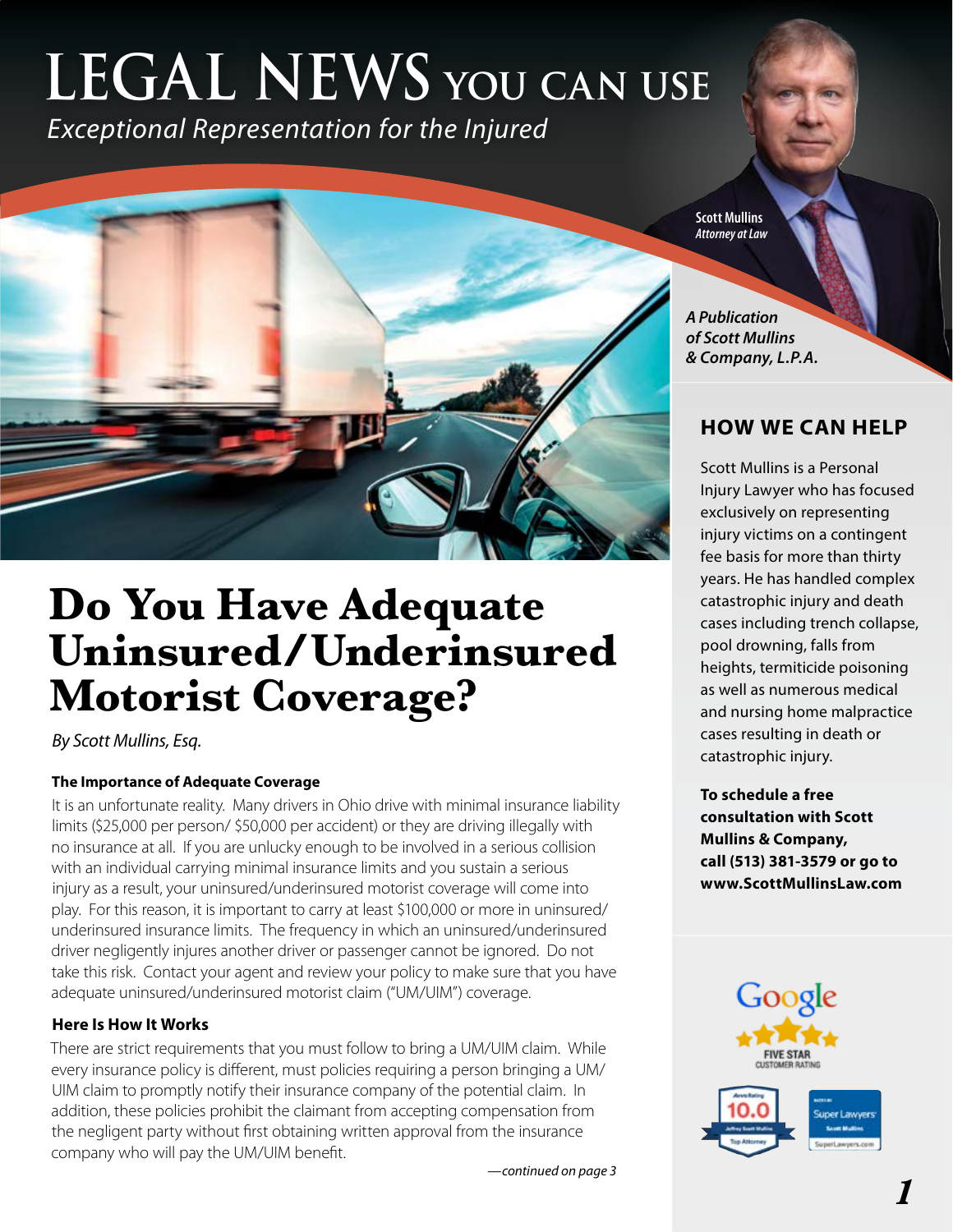# LEGAL NEWS YOU CAN USE

*Exceptional Representation for the Injured*

**Scott Mullins**
*Attorney at Law*

***A Publication of Scott Mullins & Company, L.P.A.***

# Do You Have Adequate Uninsured/Underinsured Motorist Coverage?

*By Scott Mullins, Esq.*

### The Importance of Adequate Coverage

It is an unfortunate reality. Many drivers in Ohio drive with minimal insurance liability limits ($25,000 per person/ $50,000 per accident) or they are driving illegally with no insurance at all. If you are unlucky enough to be involved in a serious collision with an individual carrying minimal insurance limits and you sustain a serious injury as a result, your uninsured/underinsured motorist coverage will come into play. For this reason, it is important to carry at least $100,000 or more in uninsured/ underinsured insurance limits. The frequency in which an uninsured/underinsured driver negligently injures another driver or passenger cannot be ignored. Do not take this risk. Contact your agent and review your policy to make sure that you have adequate uninsured/underinsured motorist claim ("UM/UIM") coverage.

### Here Is How It Works

There are strict requirements that you must follow to bring a UM/UIM claim. While every insurance policy is different, must policies requiring a person bringing a UM/ UIM claim to promptly notify their insurance company of the potential claim. In addition, these policies prohibit the claimant from accepting compensation from the negligent party without first obtaining written approval from the insurance company who will pay the UM/UIM benefit.

*—continued on page 3*

## HOW WE CAN HELP

Scott Mullins is a Personal Injury Lawyer who has focused exclusively on representing injury victims on a contingent fee basis for more than thirty years. He has handled complex catastrophic injury and death cases including trench collapse, pool drowning, falls from heights, termiticide poisoning as well as numerous medical and nursing home malpractice cases resulting in death or catastrophic injury.

**To schedule a free consultation with Scott Mullins & Company, call (513) 381-3579 or go to www.ScottMullinsLaw.com**

Google FIVE STAR CUSTOMER RATING

Avvo Rating 10.0 Top Attorney

Super Lawyers SuperLawyers.com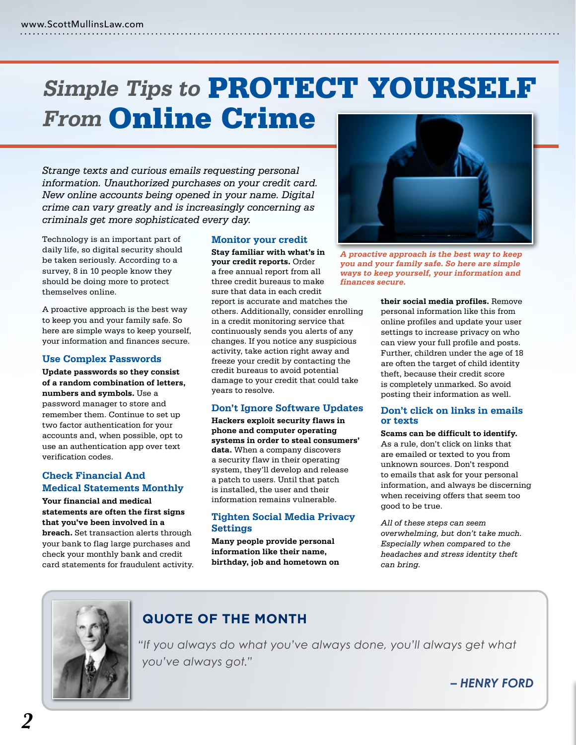# *Simple Tips to* PROTECT YOURSELF *From* Online Crime

*Strange texts and curious emails requesting personal information. Unauthorized purchases on your credit card. New online accounts being opened in your name. Digital crime can vary greatly and is increasingly concerning as criminals get more sophisticated every day.*

Technology is an important part of daily life, so digital security should be taken seriously. According to a survey, 8 in 10 people know they should be doing more to protect themselves online.

A proactive approach is the best way to keep you and your family safe. So here are simple ways to keep yourself, your information and finances secure.

### Use Complex Passwords

**Update passwords so they consist of a random combination of letters, numbers and symbols.** Use a password manager to store and remember them. Continue to set up two factor authentication for your accounts and, when possible, opt to use an authentication app over text verification codes.

### Check Financial And Medical Statements Monthly

**Your financial and medical statements are often the first signs that you've been involved in a breach.** Set transaction alerts through your bank to flag large purchases and check your monthly bank and credit card statements for fraudulent activity.

### Monitor your credit

**Stay familiar with what's in your credit reports.** Order a free annual report from all three credit bureaus to make sure that data in each credit report is accurate and matches the others. Additionally, consider enrolling in a credit monitoring service that continuously sends you alerts of any changes. If you notice any suspicious activity, take action right away and freeze your credit by contacting the credit bureaus to avoid potential damage to your credit that could take years to resolve.

### Don't Ignore Software Updates

**Hackers exploit security flaws in phone and computer operating systems in order to steal consumers' data.** When a company discovers a security flaw in their operating system, they'll develop and release a patch to users. Until that patch is installed, the user and their information remains vulnerable.

### Tighten Social Media Privacy Settings

**Many people provide personal information like their name, birthday, job and hometown on their social media profiles.** Remove personal information like this from online profiles and update your user settings to increase privacy on who can view your full profile and posts. Further, children under the age of 18 are often the target of child identity theft, because their credit score is completely unmarked. So avoid posting their information as well.

*A proactive approach is the best way to keep you and your family safe. So here are simple ways to keep yourself, your information and finances secure.*

### Don't click on links in emails or texts

**Scams can be difficult to identify.** As a rule, don't click on links that are emailed or texted to you from unknown sources. Don't respond to emails that ask for your personal information, and always be discerning when receiving offers that seem too good to be true.

*All of these steps can seem overwhelming, but don't take much. Especially when compared to the headaches and stress identity theft can bring.*

## QUOTE OF THE MONTH

*"If you always do what you've always done, you'll always get what you've always got."*

**– HENRY FORD**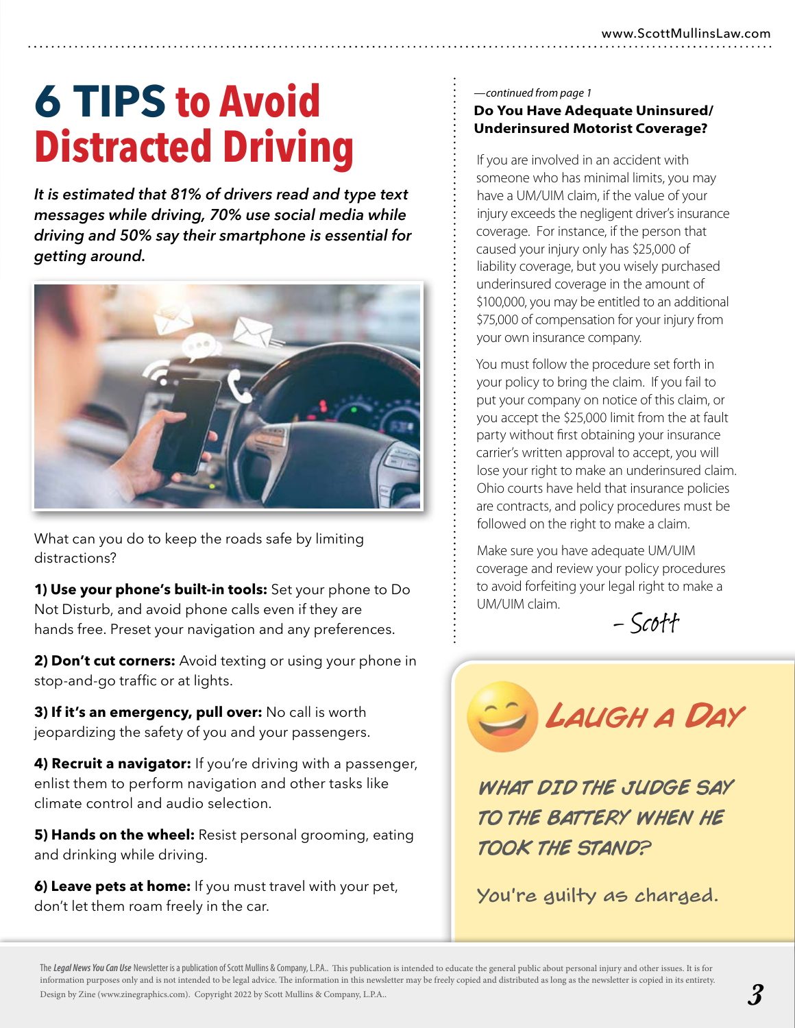# 6 TIPS to Avoid Distracted Driving

***It is estimated that 81% of drivers read and type text messages while driving, 70% use social media while driving and 50% say their smartphone is essential for getting around.***

What can you do to keep the roads safe by limiting distractions?

**1) Use your phone's built-in tools:** Set your phone to Do Not Disturb, and avoid phone calls even if they are hands free. Preset your navigation and any preferences.

**2) Don't cut corners:** Avoid texting or using your phone in stop-and-go traffic or at lights.

**3) If it's an emergency, pull over:** No call is worth jeopardizing the safety of you and your passengers.

**4) Recruit a navigator:** If you're driving with a passenger, enlist them to perform navigation and other tasks like climate control and audio selection.

**5) Hands on the wheel:** Resist personal grooming, eating and drinking while driving.

**6) Leave pets at home:** If you must travel with your pet, don't let them roam freely in the car.

*—continued from page 1*

### Do You Have Adequate Uninsured/ Underinsured Motorist Coverage?

If you are involved in an accident with someone who has minimal limits, you may have a UM/UIM claim, if the value of your injury exceeds the negligent driver's insurance coverage. For instance, if the person that caused your injury only has $25,000 of liability coverage, but you wisely purchased underinsured coverage in the amount of $100,000, you may be entitled to an additional $75,000 of compensation for your injury from your own insurance company.

You must follow the procedure set forth in your policy to bring the claim. If you fail to put your company on notice of this claim, or you accept the $25,000 limit from the at fault party without first obtaining your insurance carrier's written approval to accept, you will lose your right to make an underinsured claim. Ohio courts have held that insurance policies are contracts, and policy procedures must be followed on the right to make a claim.

Make sure you have adequate UM/UIM coverage and review your policy procedures to avoid forfeiting your legal right to make a UM/UIM claim.

– Scott

## Laugh a Day

**WHAT DID THE JUDGE SAY TO THE BATTERY WHEN HE TOOK THE STAND?**

You're guilty as charged.

The *Legal News You Can Use* Newsletter is a publication of Scott Mullins & Company, L.P.A.. This publication is intended to educate the general public about personal injury and other issues. It is for information purposes only and is not intended to be legal advice. The information in this newsletter may be freely copied and distributed as long as the newsletter is copied in its entirety. Design by Zine (www.zinegraphics.com). Copyright 2022 by Scott Mullins & Company, L.P.A..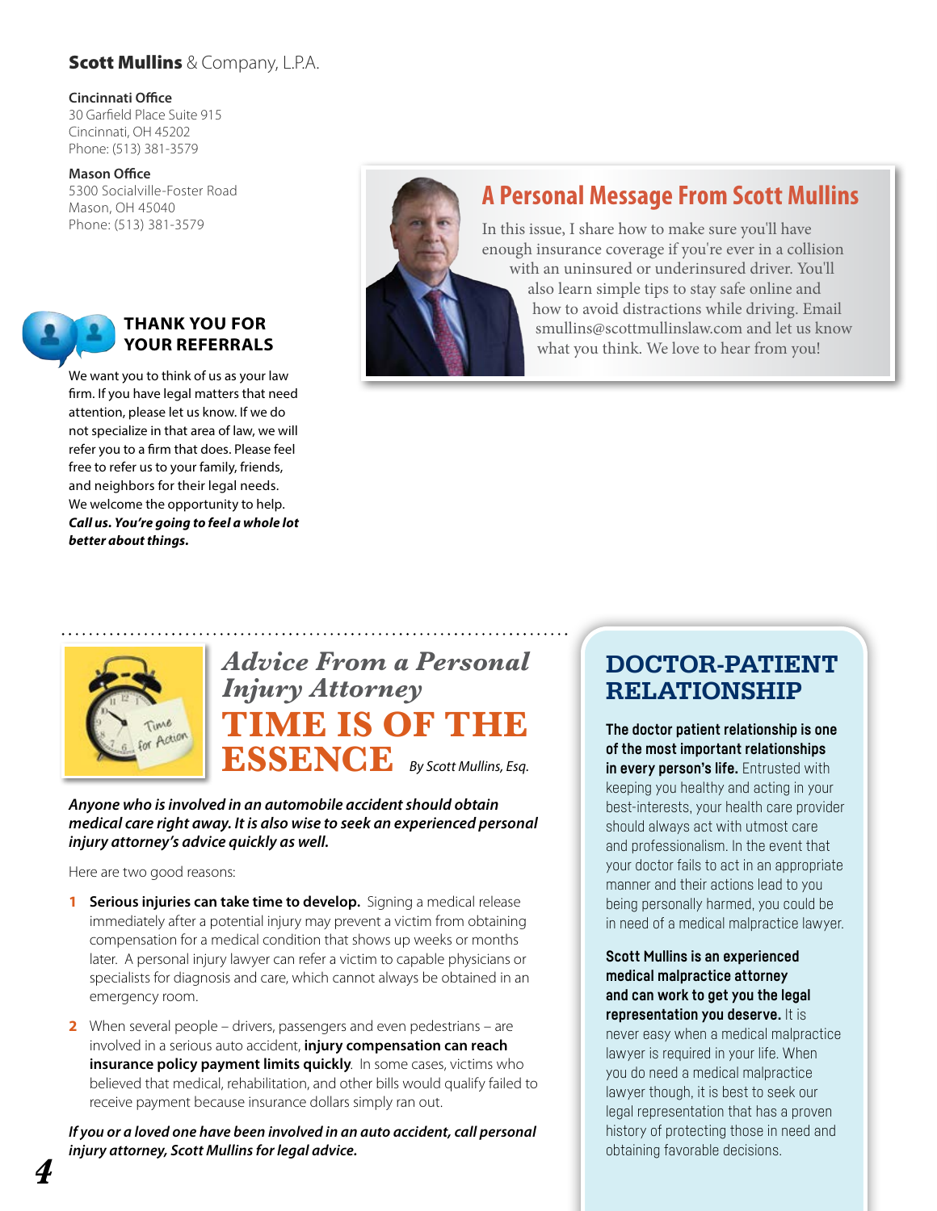**Scott Mullins** & Company, L.P.A.

**Cincinnati Office**
30 Garfield Place Suite 915
Cincinnati, OH 45202
Phone: (513) 381-3579

**Mason Office**
5300 Socialville-Foster Road
Mason, OH 45040
Phone: (513) 381-3579

## A Personal Message From Scott Mullins

In this issue, I share how to make sure you'll have enough insurance coverage if you're ever in a collision with an uninsured or underinsured driver. You'll also learn simple tips to stay safe online and how to avoid distractions while driving. Email smullins@scottmullinslaw.com and let us know what you think. We love to hear from you!

## THANK YOU FOR YOUR REFERRALS

We want you to think of us as your law firm. If you have legal matters that need attention, please let us know. If we do not specialize in that area of law, we will refer you to a firm that does. Please feel free to refer us to your family, friends, and neighbors for their legal needs. We welcome the opportunity to help. ***Call us. You're going to feel a whole lot better about things.***

## *Advice From a Personal Injury Attorney*
## TIME IS OF THE ESSENCE

*By Scott Mullins, Esq.*

***Anyone who is involved in an automobile accident should obtain medical care right away. It is also wise to seek an experienced personal injury attorney's advice quickly as well.***

Here are two good reasons:

1. **Serious injuries can take time to develop.** Signing a medical release immediately after a potential injury may prevent a victim from obtaining compensation for a medical condition that shows up weeks or months later. A personal injury lawyer can refer a victim to capable physicians or specialists for diagnosis and care, which cannot always be obtained in an emergency room.
2. When several people – drivers, passengers and even pedestrians – are involved in a serious auto accident, **injury compensation can reach insurance policy payment limits quickly**. In some cases, victims who believed that medical, rehabilitation, and other bills would qualify failed to receive payment because insurance dollars simply ran out.

***If you or a loved one have been involved in an auto accident, call personal injury attorney, Scott Mullins for legal advice.***

## DOCTOR-PATIENT RELATIONSHIP

**The doctor patient relationship is one of the most important relationships in every person's life.** Entrusted with keeping you healthy and acting in your best-interests, your health care provider should always act with utmost care and professionalism. In the event that your doctor fails to act in an appropriate manner and their actions lead to you being personally harmed, you could be in need of a medical malpractice lawyer.

**Scott Mullins is an experienced medical malpractice attorney and can work to get you the legal representation you deserve.** It is never easy when a medical malpractice lawyer is required in your life. When you do need a medical malpractice lawyer though, it is best to seek our legal representation that has a proven history of protecting those in need and obtaining favorable decisions.